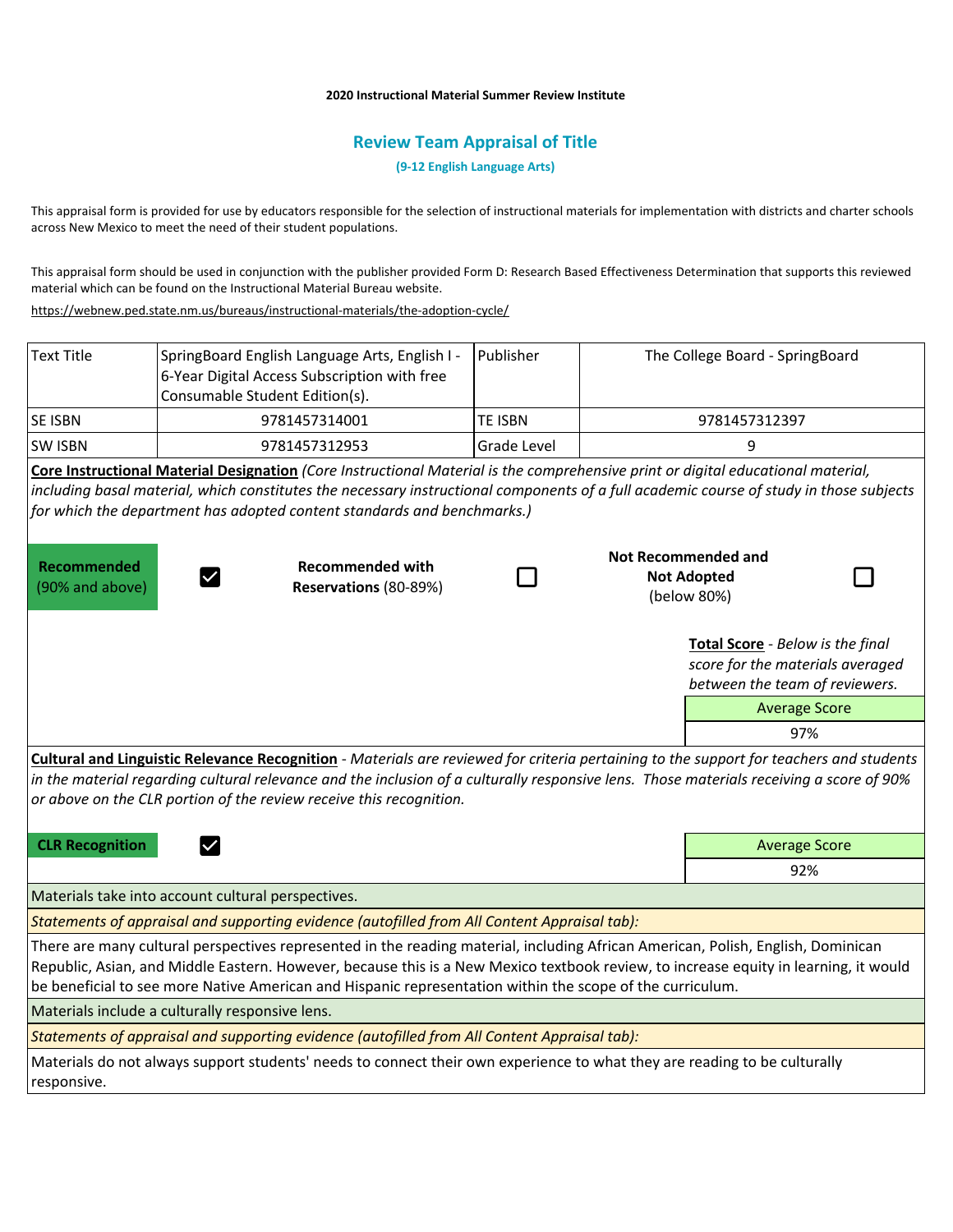**2020 Instructional Material Summer Review Institute**

## Review Team Appraisal of Title

**(9-12 English Language Arts)**

This appraisal form is provided for use by educators responsible for the selection of instructional materials for implementation with districts and charter schools across New Mexico to meet the need of their student populations.

This appraisal form should be used in conjunction with the publisher provided Form D: Research Based Effectiveness Determination that supports this reviewed material which can be found on the Instructional Material Bureau website.

https://webnew.ped.state.nm.us/bureaus/instructional-materials/the-adoption-cycle/

| Text Title | SpringBoard English Language Arts, English I - 6-Year Digital Access Subscription with free Consumable Student Edition(s). | Publisher | The College Board - SpringBoard |
|---|---|---|---|
| SE ISBN | 9781457314001 | TE ISBN | 9781457312397 |
| SW ISBN | 9781457312953 | Grade Level | 9 |

**Core Instructional Material Designation** *(Core Instructional Material is the comprehensive print or digital educational material, including basal material, which constitutes the necessary instructional components of a full academic course of study in those subjects for which the department has adopted content standards and benchmarks.)*

| Designation | Selected |
|---|---|
| **Recommended** (90% and above) | ☑ |
| **Recommended with Reservations** (80-89%) | ☐ |
| **Not Recommended and Not Adopted** (below 80%) | ☐ |

**Total Score** - *Below is the final score for the materials averaged between the team of reviewers.*

| Average Score |
|---|
| 97% |

**Cultural and Linguistic Relevance Recognition** - *Materials are reviewed for criteria pertaining to the support for teachers and students in the material regarding cultural relevance and the inclusion of a culturally responsive lens. Those materials receiving a score of 90% or above on the CLR portion of the review receive this recognition.*

**CLR Recognition** ☑

| Average Score |
|---|
| 92% |

Materials take into account cultural perspectives.

*Statements of appraisal and supporting evidence (autofilled from All Content Appraisal tab):*

There are many cultural perspectives represented in the reading material, including African American, Polish, English, Dominican Republic, Asian, and Middle Eastern. However, because this is a New Mexico textbook review, to increase equity in learning, it would be beneficial to see more Native American and Hispanic representation within the scope of the curriculum.

Materials include a culturally responsive lens.

*Statements of appraisal and supporting evidence (autofilled from All Content Appraisal tab):*

Materials do not always support students' needs to connect their own experience to what they are reading to be culturally responsive.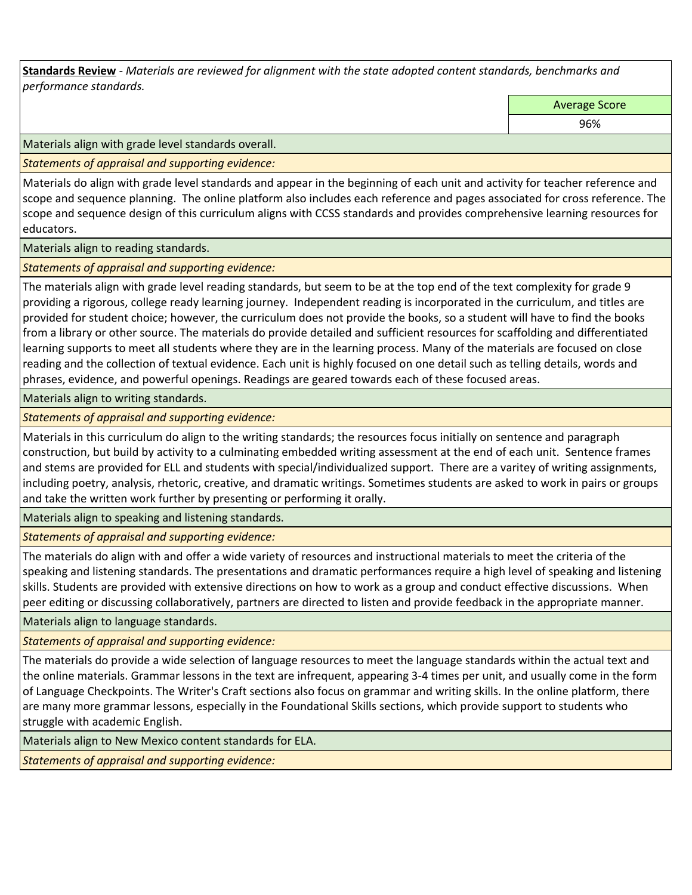**Standards Review** - *Materials are reviewed for alignment with the state adopted content standards, benchmarks and performance standards.*

| Average Score |
| --- |
| 96% |

Materials align with grade level standards overall.

*Statements of appraisal and supporting evidence:*

Materials do align with grade level standards and appear in the beginning of each unit and activity for teacher reference and scope and sequence planning. The online platform also includes each reference and pages associated for cross reference. The scope and sequence design of this curriculum aligns with CCSS standards and provides comprehensive learning resources for educators.

Materials align to reading standards.

*Statements of appraisal and supporting evidence:*

The materials align with grade level reading standards, but seem to be at the top end of the text complexity for grade 9 providing a rigorous, college ready learning journey. Independent reading is incorporated in the curriculum, and titles are provided for student choice; however, the curriculum does not provide the books, so a student will have to find the books from a library or other source. The materials do provide detailed and sufficient resources for scaffolding and differentiated learning supports to meet all students where they are in the learning process. Many of the materials are focused on close reading and the collection of textual evidence. Each unit is highly focused on one detail such as telling details, words and phrases, evidence, and powerful openings. Readings are geared towards each of these focused areas.

Materials align to writing standards.

*Statements of appraisal and supporting evidence:*

Materials in this curriculum do align to the writing standards; the resources focus initially on sentence and paragraph construction, but build by activity to a culminating embedded writing assessment at the end of each unit. Sentence frames and stems are provided for ELL and students with special/individualized support. There are a varitey of writing assignments, including poetry, analysis, rhetoric, creative, and dramatic writings. Sometimes students are asked to work in pairs or groups and take the written work further by presenting or performing it orally.

Materials align to speaking and listening standards.

*Statements of appraisal and supporting evidence:*

The materials do align with and offer a wide variety of resources and instructional materials to meet the criteria of the speaking and listening standards. The presentations and dramatic performances require a high level of speaking and listening skills. Students are provided with extensive directions on how to work as a group and conduct effective discussions. When peer editing or discussing collaboratively, partners are directed to listen and provide feedback in the appropriate manner.

Materials align to language standards.

*Statements of appraisal and supporting evidence:*

The materials do provide a wide selection of language resources to meet the language standards within the actual text and the online materials. Grammar lessons in the text are infrequent, appearing 3-4 times per unit, and usually come in the form of Language Checkpoints. The Writer's Craft sections also focus on grammar and writing skills. In the online platform, there are many more grammar lessons, especially in the Foundational Skills sections, which provide support to students who struggle with academic English.

Materials align to New Mexico content standards for ELA.

*Statements of appraisal and supporting evidence:*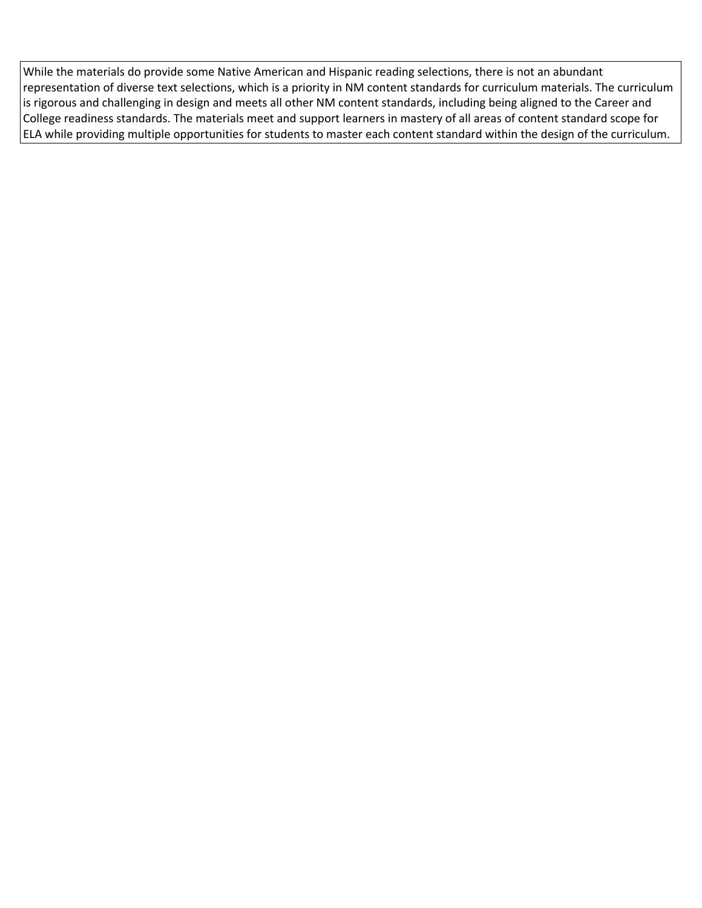While the materials do provide some Native American and Hispanic reading selections, there is not an abundant representation of diverse text selections, which is a priority in NM content standards for curriculum materials. The curriculum is rigorous and challenging in design and meets all other NM content standards, including being aligned to the Career and College readiness standards. The materials meet and support learners in mastery of all areas of content standard scope for ELA while providing multiple opportunities for students to master each content standard within the design of the curriculum.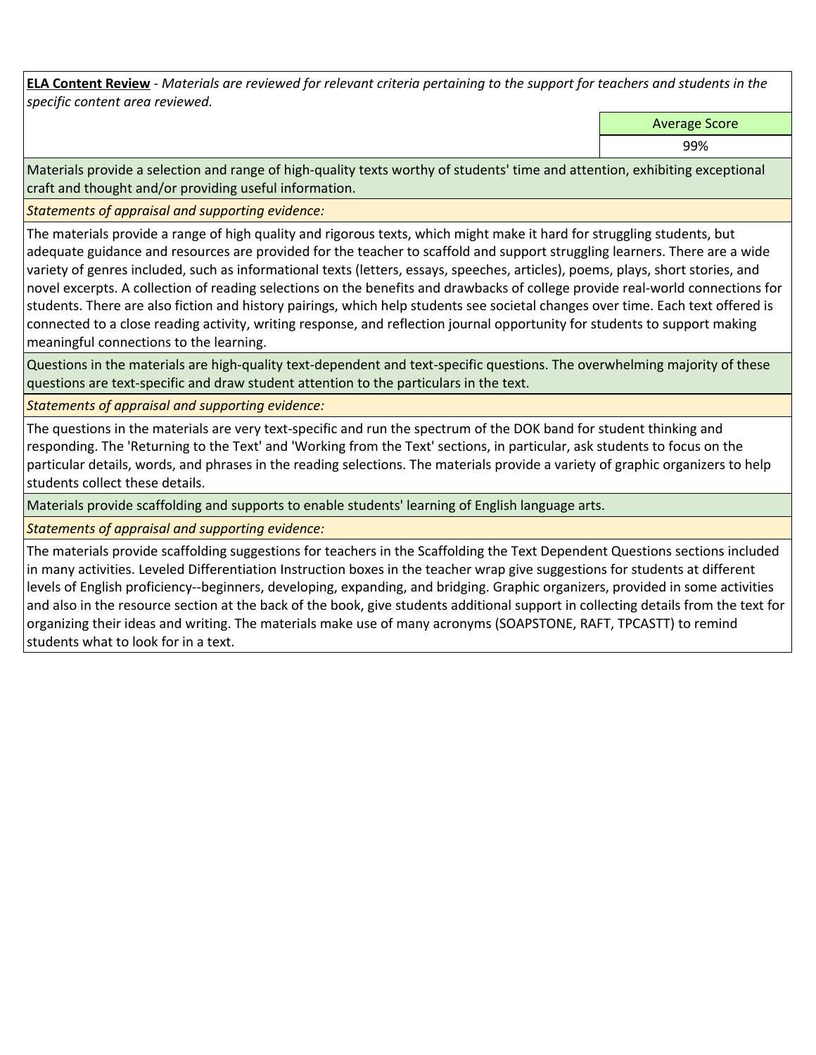**ELA Content Review** - *Materials are reviewed for relevant criteria pertaining to the support for teachers and students in the specific content area reviewed.*

| Average Score |
|---|
| 99% |

Materials provide a selection and range of high-quality texts worthy of students' time and attention, exhibiting exceptional craft and thought and/or providing useful information.

*Statements of appraisal and supporting evidence:*

The materials provide a range of high quality and rigorous texts, which might make it hard for struggling students, but adequate guidance and resources are provided for the teacher to scaffold and support struggling learners. There are a wide variety of genres included, such as informational texts (letters, essays, speeches, articles), poems, plays, short stories, and novel excerpts. A collection of reading selections on the benefits and drawbacks of college provide real-world connections for students. There are also fiction and history pairings, which help students see societal changes over time. Each text offered is connected to a close reading activity, writing response, and reflection journal opportunity for students to support making meaningful connections to the learning.

Questions in the materials are high-quality text-dependent and text-specific questions. The overwhelming majority of these questions are text-specific and draw student attention to the particulars in the text.

*Statements of appraisal and supporting evidence:*

The questions in the materials are very text-specific and run the spectrum of the DOK band for student thinking and responding. The 'Returning to the Text' and 'Working from the Text' sections, in particular, ask students to focus on the particular details, words, and phrases in the reading selections. The materials provide a variety of graphic organizers to help students collect these details.

Materials provide scaffolding and supports to enable students' learning of English language arts.

*Statements of appraisal and supporting evidence:*

The materials provide scaffolding suggestions for teachers in the Scaffolding the Text Dependent Questions sections included in many activities. Leveled Differentiation Instruction boxes in the teacher wrap give suggestions for students at different levels of English proficiency--beginners, developing, expanding, and bridging. Graphic organizers, provided in some activities and also in the resource section at the back of the book, give students additional support in collecting details from the text for organizing their ideas and writing. The materials make use of many acronyms (SOAPSTONE, RAFT, TPCASTT) to remind students what to look for in a text.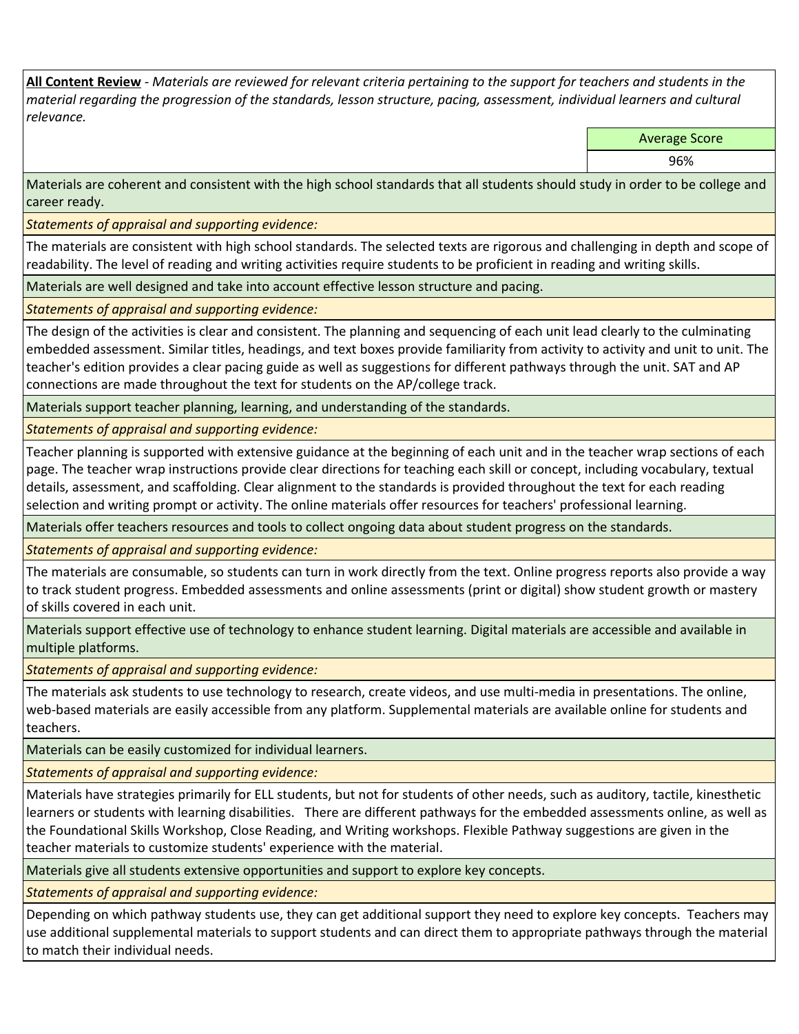**All Content Review** - *Materials are reviewed for relevant criteria pertaining to the support for teachers and students in the material regarding the progression of the standards, lesson structure, pacing, assessment, individual learners and cultural relevance.*

| Average Score |
|---|
| 96% |

Materials are coherent and consistent with the high school standards that all students should study in order to be college and career ready.

*Statements of appraisal and supporting evidence:*

The materials are consistent with high school standards. The selected texts are rigorous and challenging in depth and scope of readability. The level of reading and writing activities require students to be proficient in reading and writing skills.

Materials are well designed and take into account effective lesson structure and pacing.

*Statements of appraisal and supporting evidence:*

The design of the activities is clear and consistent. The planning and sequencing of each unit lead clearly to the culminating embedded assessment. Similar titles, headings, and text boxes provide familiarity from activity to activity and unit to unit. The teacher's edition provides a clear pacing guide as well as suggestions for different pathways through the unit. SAT and AP connections are made throughout the text for students on the AP/college track.

Materials support teacher planning, learning, and understanding of the standards.

*Statements of appraisal and supporting evidence:*

Teacher planning is supported with extensive guidance at the beginning of each unit and in the teacher wrap sections of each page. The teacher wrap instructions provide clear directions for teaching each skill or concept, including vocabulary, textual details, assessment, and scaffolding. Clear alignment to the standards is provided throughout the text for each reading selection and writing prompt or activity. The online materials offer resources for teachers' professional learning.

Materials offer teachers resources and tools to collect ongoing data about student progress on the standards.

*Statements of appraisal and supporting evidence:*

The materials are consumable, so students can turn in work directly from the text. Online progress reports also provide a way to track student progress. Embedded assessments and online assessments (print or digital) show student growth or mastery of skills covered in each unit.

Materials support effective use of technology to enhance student learning. Digital materials are accessible and available in multiple platforms.

*Statements of appraisal and supporting evidence:*

The materials ask students to use technology to research, create videos, and use multi-media in presentations. The online, web-based materials are easily accessible from any platform. Supplemental materials are available online for students and teachers.

Materials can be easily customized for individual learners.

*Statements of appraisal and supporting evidence:*

Materials have strategies primarily for ELL students, but not for students of other needs, such as auditory, tactile, kinesthetic learners or students with learning disabilities. There are different pathways for the embedded assessments online, as well as the Foundational Skills Workshop, Close Reading, and Writing workshops. Flexible Pathway suggestions are given in the teacher materials to customize students' experience with the material.

Materials give all students extensive opportunities and support to explore key concepts.

*Statements of appraisal and supporting evidence:*

Depending on which pathway students use, they can get additional support they need to explore key concepts. Teachers may use additional supplemental materials to support students and can direct them to appropriate pathways through the material to match their individual needs.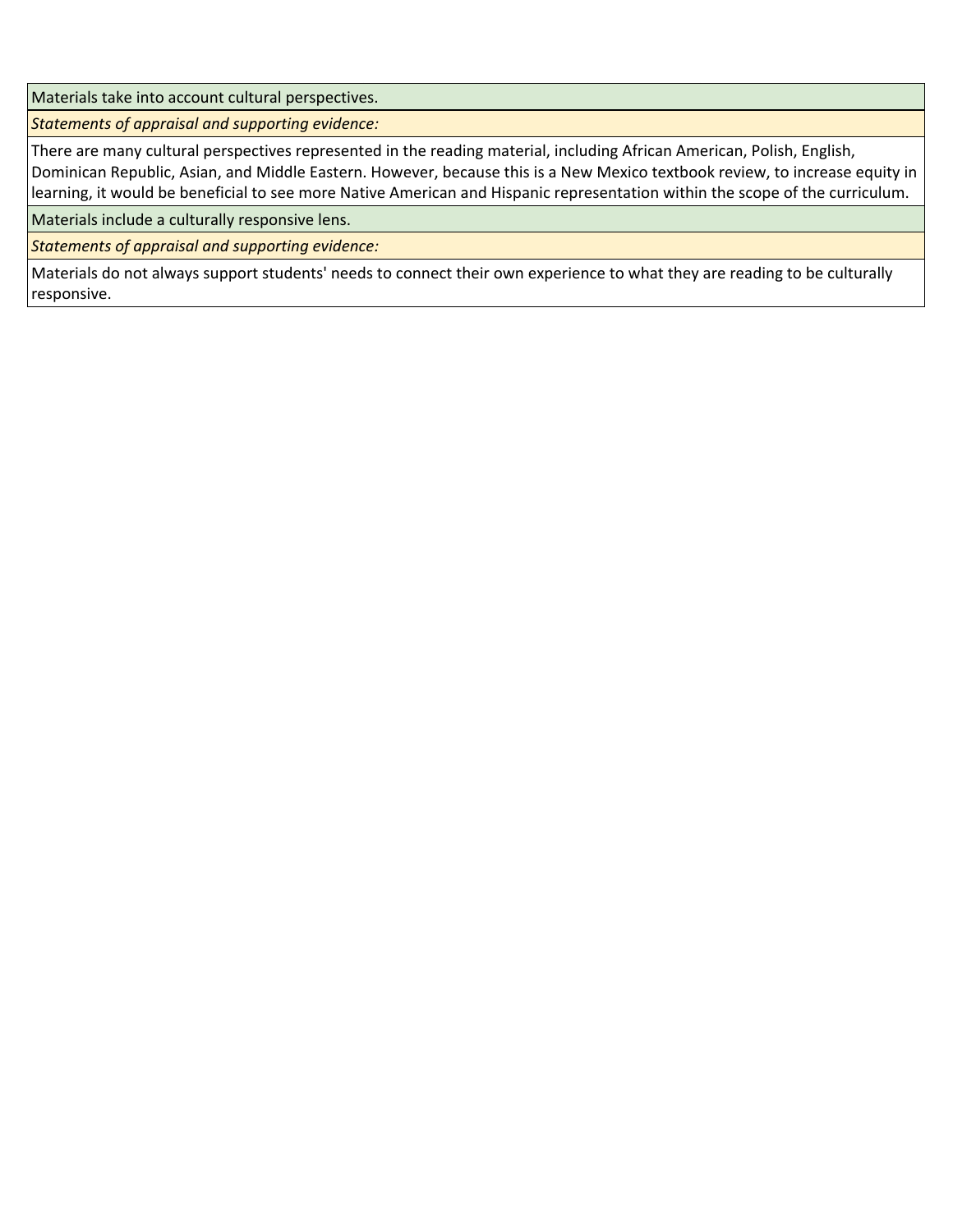| Materials take into account cultural perspectives. |
| --- |
| *Statements of appraisal and supporting evidence:* |
| There are many cultural perspectives represented in the reading material, including African American, Polish, English, Dominican Republic, Asian, and Middle Eastern. However, because this is a New Mexico textbook review, to increase equity in learning, it would be beneficial to see more Native American and Hispanic representation within the scope of the curriculum. |
| Materials include a culturally responsive lens. |
| *Statements of appraisal and supporting evidence:* |
| Materials do not always support students' needs to connect their own experience to what they are reading to be culturally responsive. |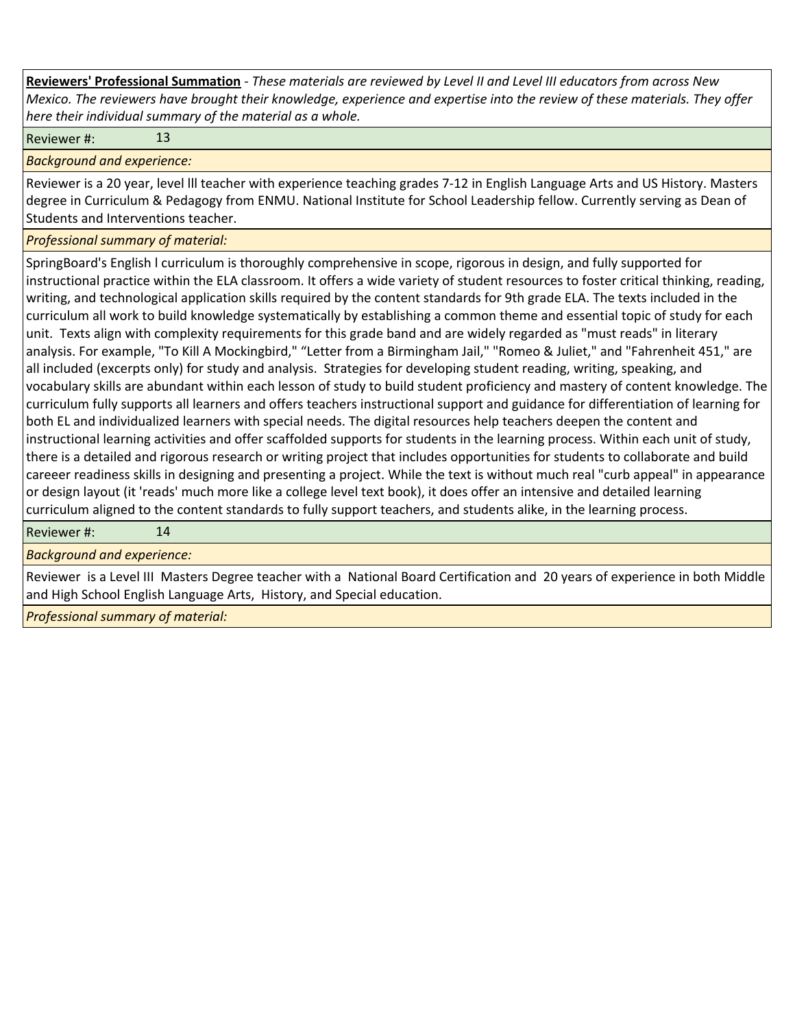**Reviewers' Professional Summation** - *These materials are reviewed by Level II and Level III educators from across New Mexico. The reviewers have brought their knowledge, experience and expertise into the review of these materials. They offer here their individual summary of the material as a whole.*

Reviewer #: 13

*Background and experience:*

Reviewer is a 20 year, level lll teacher with experience teaching grades 7-12 in English Language Arts and US History. Masters degree in Curriculum & Pedagogy from ENMU. National Institute for School Leadership fellow. Currently serving as Dean of Students and Interventions teacher.

*Professional summary of material:*

SpringBoard's English l curriculum is thoroughly comprehensive in scope, rigorous in design, and fully supported for instructional practice within the ELA classroom. It offers a wide variety of student resources to foster critical thinking, reading, writing, and technological application skills required by the content standards for 9th grade ELA. The texts included in the curriculum all work to build knowledge systematically by establishing a common theme and essential topic of study for each unit. Texts align with complexity requirements for this grade band and are widely regarded as "must reads" in literary analysis. For example, "To Kill A Mockingbird," "Letter from a Birmingham Jail," "Romeo & Juliet," and "Fahrenheit 451," are all included (excerpts only) for study and analysis. Strategies for developing student reading, writing, speaking, and vocabulary skills are abundant within each lesson of study to build student proficiency and mastery of content knowledge. The curriculum fully supports all learners and offers teachers instructional support and guidance for differentiation of learning for both EL and individualized learners with special needs. The digital resources help teachers deepen the content and instructional learning activities and offer scaffolded supports for students in the learning process. Within each unit of study, there is a detailed and rigorous research or writing project that includes opportunities for students to collaborate and build careeer readiness skills in designing and presenting a project. While the text is without much real "curb appeal" in appearance or design layout (it 'reads' much more like a college level text book), it does offer an intensive and detailed learning curriculum aligned to the content standards to fully support teachers, and students alike, in the learning process.

Reviewer #: 14

*Background and experience:*

Reviewer is a Level III Masters Degree teacher with a National Board Certification and 20 years of experience in both Middle and High School English Language Arts, History, and Special education.

*Professional summary of material:*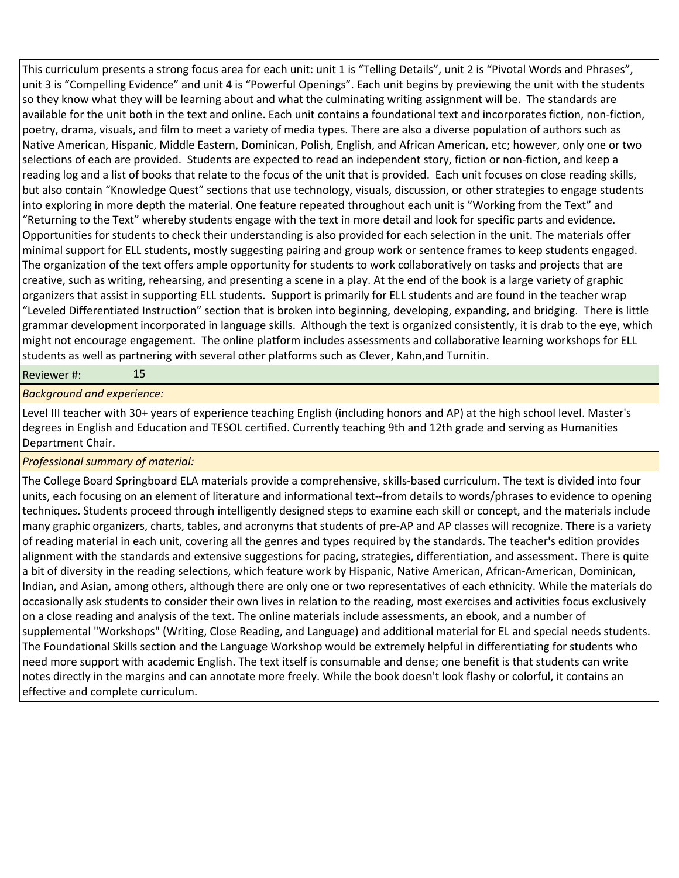This curriculum presents a strong focus area for each unit: unit 1 is "Telling Details", unit 2 is "Pivotal Words and Phrases", unit 3 is "Compelling Evidence" and unit 4 is "Powerful Openings". Each unit begins by previewing the unit with the students so they know what they will be learning about and what the culminating writing assignment will be. The standards are available for the unit both in the text and online. Each unit contains a foundational text and incorporates fiction, non-fiction, poetry, drama, visuals, and film to meet a variety of media types. There are also a diverse population of authors such as Native American, Hispanic, Middle Eastern, Dominican, Polish, English, and African American, etc; however, only one or two selections of each are provided. Students are expected to read an independent story, fiction or non-fiction, and keep a reading log and a list of books that relate to the focus of the unit that is provided. Each unit focuses on close reading skills, but also contain "Knowledge Quest" sections that use technology, visuals, discussion, or other strategies to engage students into exploring in more depth the material. One feature repeated throughout each unit is "Working from the Text" and "Returning to the Text" whereby students engage with the text in more detail and look for specific parts and evidence. Opportunities for students to check their understanding is also provided for each selection in the unit. The materials offer minimal support for ELL students, mostly suggesting pairing and group work or sentence frames to keep students engaged. The organization of the text offers ample opportunity for students to work collaboratively on tasks and projects that are creative, such as writing, rehearsing, and presenting a scene in a play. At the end of the book is a large variety of graphic organizers that assist in supporting ELL students. Support is primarily for ELL students and are found in the teacher wrap "Leveled Differentiated Instruction" section that is broken into beginning, developing, expanding, and bridging. There is little grammar development incorporated in language skills. Although the text is organized consistently, it is drab to the eye, which might not encourage engagement. The online platform includes assessments and collaborative learning workshops for ELL students as well as partnering with several other platforms such as Clever, Kahn,and Turnitin.

Reviewer #: 15

*Background and experience:*

Level III teacher with 30+ years of experience teaching English (including honors and AP) at the high school level. Master's degrees in English and Education and TESOL certified. Currently teaching 9th and 12th grade and serving as Humanities Department Chair.

*Professional summary of material:*

The College Board Springboard ELA materials provide a comprehensive, skills-based curriculum. The text is divided into four units, each focusing on an element of literature and informational text--from details to words/phrases to evidence to opening techniques. Students proceed through intelligently designed steps to examine each skill or concept, and the materials include many graphic organizers, charts, tables, and acronyms that students of pre-AP and AP classes will recognize. There is a variety of reading material in each unit, covering all the genres and types required by the standards. The teacher's edition provides alignment with the standards and extensive suggestions for pacing, strategies, differentiation, and assessment. There is quite a bit of diversity in the reading selections, which feature work by Hispanic, Native American, African-American, Dominican, Indian, and Asian, among others, although there are only one or two representatives of each ethnicity. While the materials do occasionally ask students to consider their own lives in relation to the reading, most exercises and activities focus exclusively on a close reading and analysis of the text. The online materials include assessments, an ebook, and a number of supplemental "Workshops" (Writing, Close Reading, and Language) and additional material for EL and special needs students. The Foundational Skills section and the Language Workshop would be extremely helpful in differentiating for students who need more support with academic English. The text itself is consumable and dense; one benefit is that students can write notes directly in the margins and can annotate more freely. While the book doesn't look flashy or colorful, it contains an effective and complete curriculum.